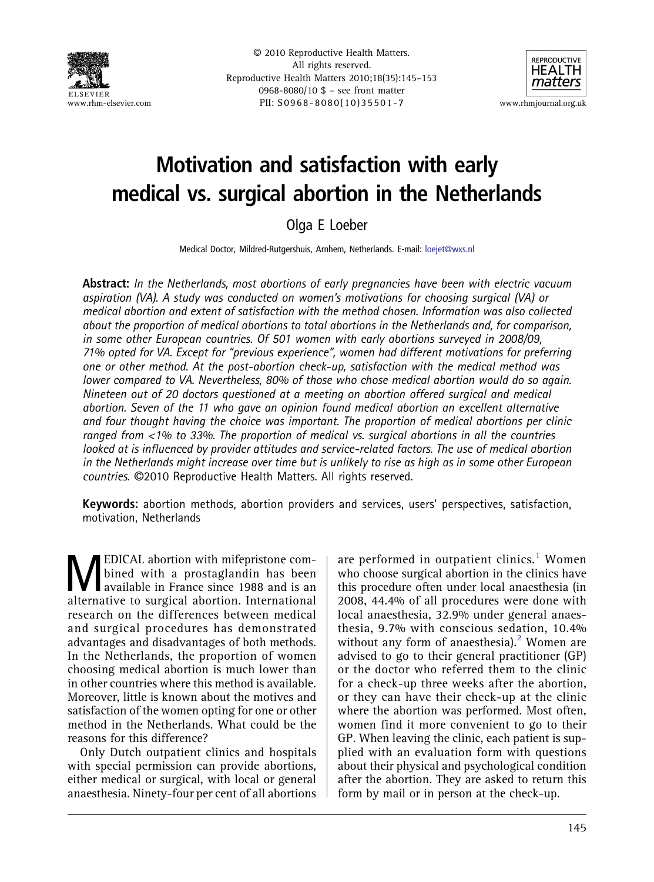# Motivation and satisfaction with early medical vs. surgical abortion in the Netherlands

Olga E Loeber

Medical Doctor, Mildred-Rutgershuis, Arnhem, Netherlands. E-mail: loejet@wxs.nl

**Abstract:** *In the Netherlands, most abortions of early pregnancies have been with electric vacuum aspiration (VA). A study was conducted on women's motivations for choosing surgical (VA) or medical abortion and extent of satisfaction with the method chosen. Information was also collected about the proportion of medical abortions to total abortions in the Netherlands and, for comparison, in some other European countries. Of 501 women with early abortions surveyed in 2008/09, 71% opted for VA. Except for "previous experience", women had different motivations for preferring one or other method. At the post-abortion check-up, satisfaction with the medical method was lower compared to VA. Nevertheless, 80% of those who chose medical abortion would do so again. Nineteen out of 20 doctors questioned at a meeting on abortion offered surgical and medical abortion. Seven of the 11 who gave an opinion found medical abortion an excellent alternative and four thought having the choice was important. The proportion of medical abortions per clinic ranged from <1% to 33%. The proportion of medical vs. surgical abortions in all the countries looked at is influenced by provider attitudes and service-related factors. The use of medical abortion in the Netherlands might increase over time but is unlikely to rise as high as in some other European countries.* ©2010 Reproductive Health Matters. All rights reserved.

**Keywords:** abortion methods, abortion providers and services, users' perspectives, satisfaction, motivation, Netherlands

MEDICAL abortion with mifepristone combined with a prostaglandin has been available in France since 1988 and is an alternative to surgical abortion. International research on the differences between medical and surgical procedures has demonstrated advantages and disadvantages of both methods. In the Netherlands, the proportion of women choosing medical abortion is much lower than in other countries where this method is available. Moreover, little is known about the motives and satisfaction of the women opting for one or other method in the Netherlands. What could be the reasons for this difference?

Only Dutch outpatient clinics and hospitals with special permission can provide abortions, either medical or surgical, with local or general anaesthesia. Ninety-four per cent of all abortions are performed in outpatient clinics.[1] Women who choose surgical abortion in the clinics have this procedure often under local anaesthesia (in 2008, 44.4% of all procedures were done with local anaesthesia, 32.9% under general anaesthesia, 9.7% with conscious sedation, 10.4% without any form of anaesthesia).[2] Women are advised to go to their general practitioner (GP) or the doctor who referred them to the clinic for a check-up three weeks after the abortion, or they can have their check-up at the clinic where the abortion was performed. Most often, women find it more convenient to go to their GP. When leaving the clinic, each patient is supplied with an evaluation form with questions about their physical and psychological condition after the abortion. They are asked to return this form by mail or in person at the check-up.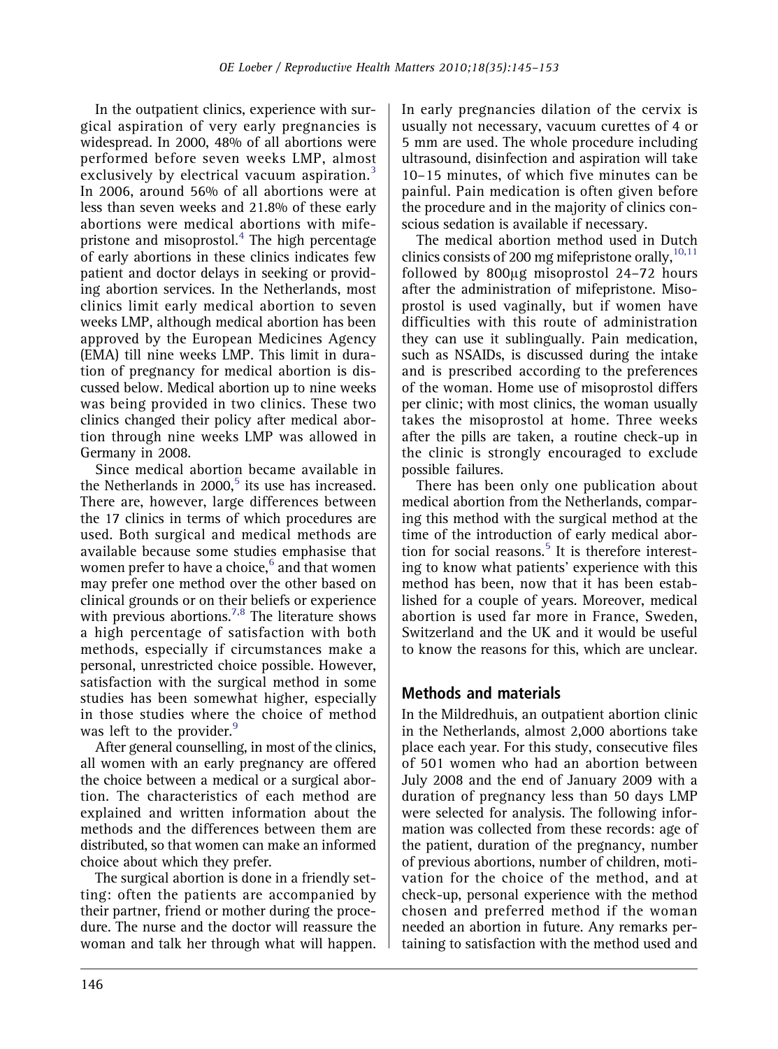In the outpatient clinics, experience with surgical aspiration of very early pregnancies is widespread. In 2000, 48% of all abortions were performed before seven weeks LMP, almost exclusively by electrical vacuum aspiration.[3] In 2006, around 56% of all abortions were at less than seven weeks and 21.8% of these early abortions were medical abortions with mifepristone and misoprostol.[4] The high percentage of early abortions in these clinics indicates few patient and doctor delays in seeking or providing abortion services. In the Netherlands, most clinics limit early medical abortion to seven weeks LMP, although medical abortion has been approved by the European Medicines Agency (EMA) till nine weeks LMP. This limit in duration of pregnancy for medical abortion is discussed below. Medical abortion up to nine weeks was being provided in two clinics. These two clinics changed their policy after medical abortion through nine weeks LMP was allowed in Germany in 2008.

Since medical abortion became available in the Netherlands in 2000,[5] its use has increased. There are, however, large differences between the 17 clinics in terms of which procedures are used. Both surgical and medical methods are available because some studies emphasise that women prefer to have a choice,[6] and that women may prefer one method over the other based on clinical grounds or on their beliefs or experience with previous abortions.[7,8] The literature shows a high percentage of satisfaction with both methods, especially if circumstances make a personal, unrestricted choice possible. However, satisfaction with the surgical method in some studies has been somewhat higher, especially in those studies where the choice of method was left to the provider.[9]

After general counselling, in most of the clinics, all women with an early pregnancy are offered the choice between a medical or a surgical abortion. The characteristics of each method are explained and written information about the methods and the differences between them are distributed, so that women can make an informed choice about which they prefer.

The surgical abortion is done in a friendly setting: often the patients are accompanied by their partner, friend or mother during the procedure. The nurse and the doctor will reassure the woman and talk her through what will happen. In early pregnancies dilation of the cervix is usually not necessary, vacuum curettes of 4 or 5 mm are used. The whole procedure including ultrasound, disinfection and aspiration will take 10–15 minutes, of which five minutes can be painful. Pain medication is often given before the procedure and in the majority of clinics conscious sedation is available if necessary.

The medical abortion method used in Dutch clinics consists of 200 mg mifepristone orally,[10,11] followed by 800μg misoprostol 24–72 hours after the administration of mifepristone. Misoprostol is used vaginally, but if women have difficulties with this route of administration they can use it sublingually. Pain medication, such as NSAIDs, is discussed during the intake and is prescribed according to the preferences of the woman. Home use of misoprostol differs per clinic; with most clinics, the woman usually takes the misoprostol at home. Three weeks after the pills are taken, a routine check-up in the clinic is strongly encouraged to exclude possible failures.

There has been only one publication about medical abortion from the Netherlands, comparing this method with the surgical method at the time of the introduction of early medical abortion for social reasons.[5] It is therefore interesting to know what patients' experience with this method has been, now that it has been established for a couple of years. Moreover, medical abortion is used far more in France, Sweden, Switzerland and the UK and it would be useful to know the reasons for this, which are unclear.

## Methods and materials

In the Mildredhuis, an outpatient abortion clinic in the Netherlands, almost 2,000 abortions take place each year. For this study, consecutive files of 501 women who had an abortion between July 2008 and the end of January 2009 with a duration of pregnancy less than 50 days LMP were selected for analysis. The following information was collected from these records: age of the patient, duration of the pregnancy, number of previous abortions, number of children, motivation for the choice of the method, and at check-up, personal experience with the method chosen and preferred method if the woman needed an abortion in future. Any remarks pertaining to satisfaction with the method used and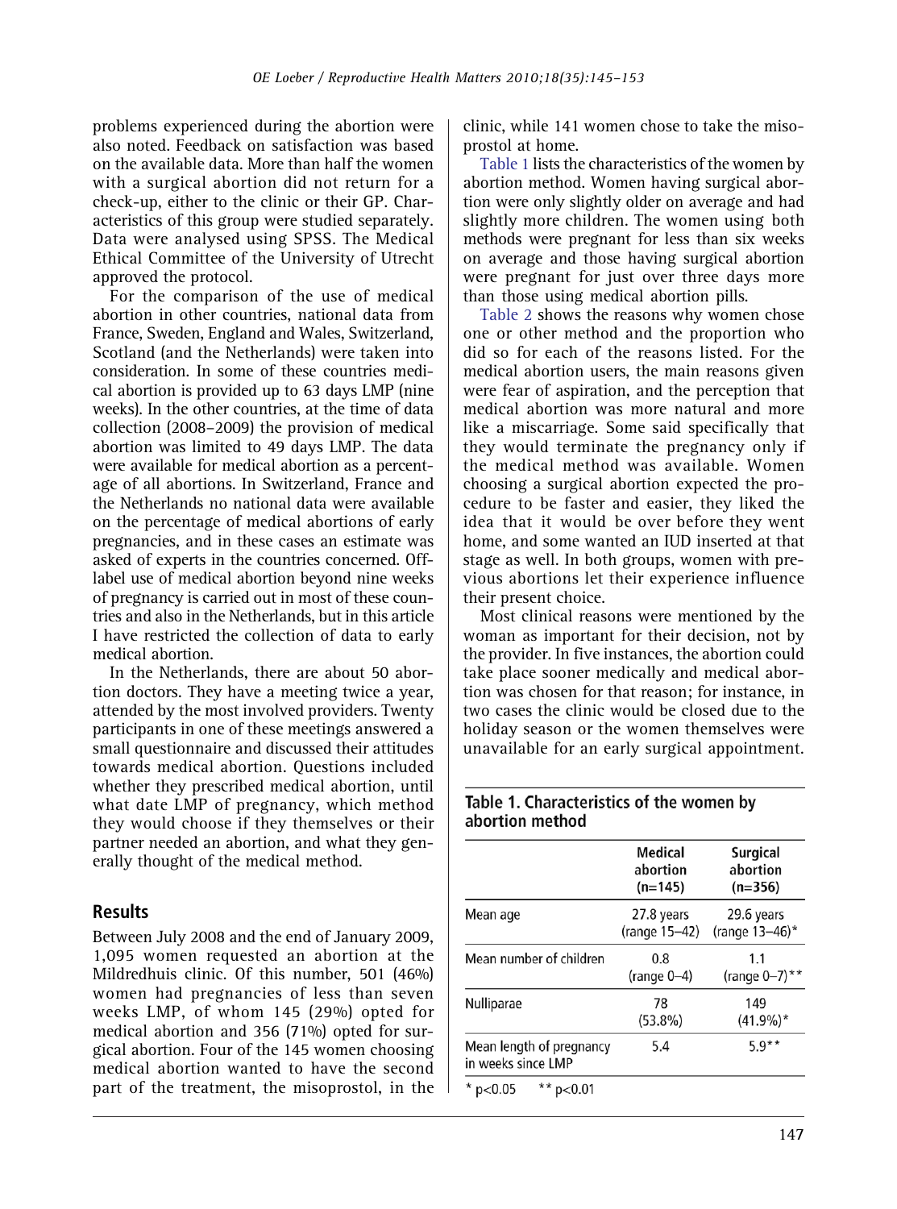problems experienced during the abortion were also noted. Feedback on satisfaction was based on the available data. More than half the women with a surgical abortion did not return for a check-up, either to the clinic or their GP. Characteristics of this group were studied separately. Data were analysed using SPSS. The Medical Ethical Committee of the University of Utrecht approved the protocol.

For the comparison of the use of medical abortion in other countries, national data from France, Sweden, England and Wales, Switzerland, Scotland (and the Netherlands) were taken into consideration. In some of these countries medical abortion is provided up to 63 days LMP (nine weeks). In the other countries, at the time of data collection (2008–2009) the provision of medical abortion was limited to 49 days LMP. The data were available for medical abortion as a percentage of all abortions. In Switzerland, France and the Netherlands no national data were available on the percentage of medical abortions of early pregnancies, and in these cases an estimate was asked of experts in the countries concerned. Off-label use of medical abortion beyond nine weeks of pregnancy is carried out in most of these countries and also in the Netherlands, but in this article I have restricted the collection of data to early medical abortion.

In the Netherlands, there are about 50 abortion doctors. They have a meeting twice a year, attended by the most involved providers. Twenty participants in one of these meetings answered a small questionnaire and discussed their attitudes towards medical abortion. Questions included whether they prescribed medical abortion, until what date LMP of pregnancy, which method they would choose if they themselves or their partner needed an abortion, and what they generally thought of the medical method.

## Results

Between July 2008 and the end of January 2009, 1,095 women requested an abortion at the Mildredhuis clinic. Of this number, 501 (46%) women had pregnancies of less than seven weeks LMP, of whom 145 (29%) opted for medical abortion and 356 (71%) opted for surgical abortion. Four of the 145 women choosing medical abortion wanted to have the second part of the treatment, the misoprostol, in the clinic, while 141 women chose to take the misoprostol at home.

Table 1 lists the characteristics of the women by abortion method. Women having surgical abortion were only slightly older on average and had slightly more children. The women using both methods were pregnant for less than six weeks on average and those having surgical abortion were pregnant for just over three days more than those using medical abortion pills.

Table 2 shows the reasons why women chose one or other method and the proportion who did so for each of the reasons listed. For the medical abortion users, the main reasons given were fear of aspiration, and the perception that medical abortion was more natural and more like a miscarriage. Some said specifically that they would terminate the pregnancy only if the medical method was available. Women choosing a surgical abortion expected the procedure to be faster and easier, they liked the idea that it would be over before they went home, and some wanted an IUD inserted at that stage as well. In both groups, women with previous abortions let their experience influence their present choice.

Most clinical reasons were mentioned by the woman as important for their decision, not by the provider. In five instances, the abortion could take place sooner medically and medical abortion was chosen for that reason; for instance, in two cases the clinic would be closed due to the holiday season or the women themselves were unavailable for an early surgical appointment.

**Table 1. Characteristics of the women by abortion method**

| | Medical abortion (n=145) | Surgical abortion (n=356) |
|---|---|---|
| Mean age | 27.8 years (range 15–42) | 29.6 years (range 13–46)* |
| Mean number of children | 0.8 (range 0–4) | 1.1 (range 0–7)** |
| Nulliparae | 78 (53.8%) | 149 (41.9%)* |
| Mean length of pregnancy in weeks since LMP | 5.4 | 5.9** |

* $p<0.05$ &nbsp;&nbsp; ** $p<0.01$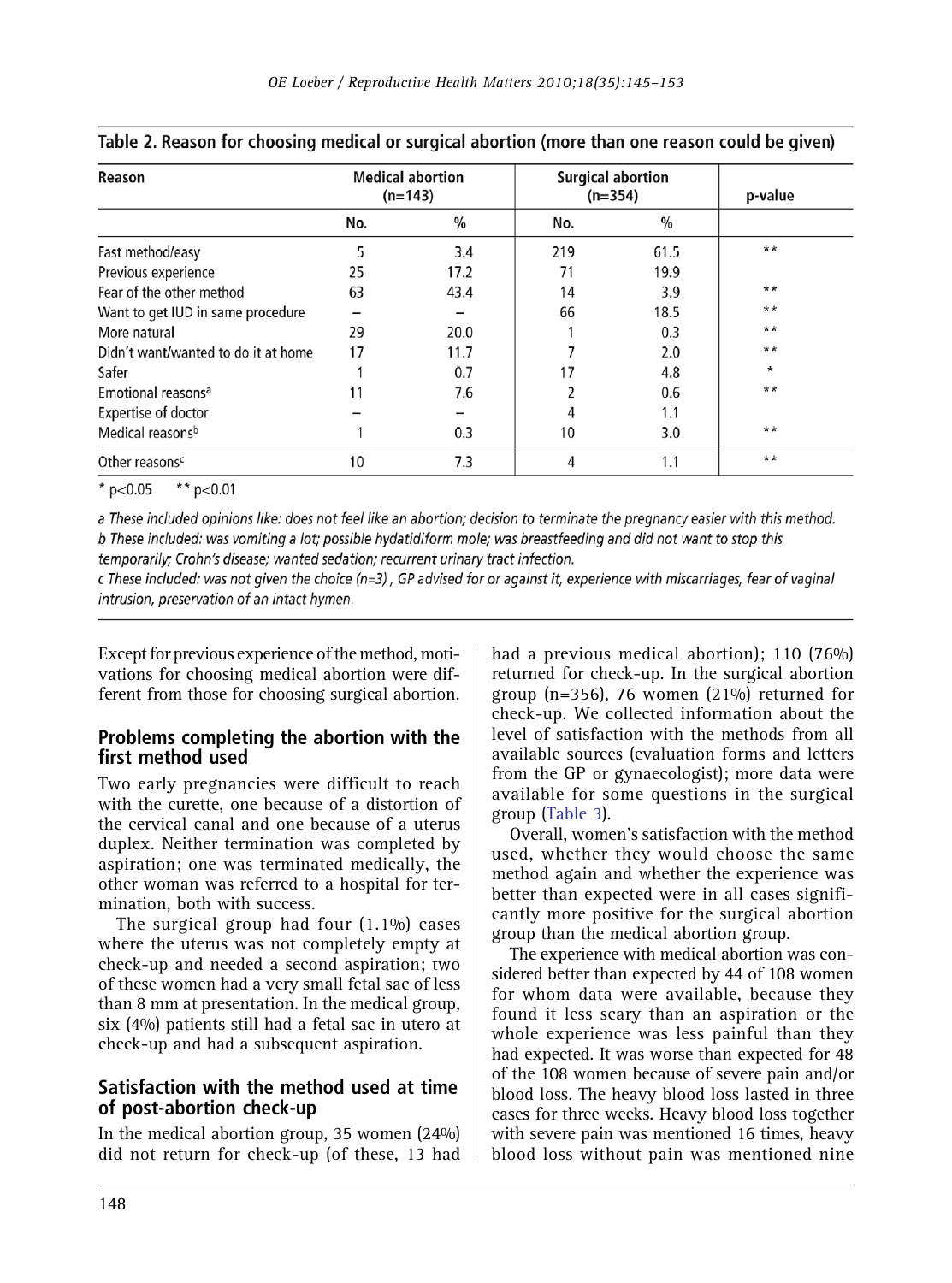**Table 2. Reason for choosing medical or surgical abortion (more than one reason could be given)**

| Reason | Medical abortion (n=143) | | Surgical abortion (n=354) | | p-value |
|---|---|---|---|---|---|
| | No. | % | No. | % | |
| Fast method/easy | 5 | 3.4 | 219 | 61.5 | ** |
| Previous experience | 25 | 17.2 | 71 | 19.9 | |
| Fear of the other method | 63 | 43.4 | 14 | 3.9 | ** |
| Want to get IUD in same procedure | – | – | 66 | 18.5 | ** |
| More natural | 29 | 20.0 | 1 | 0.3 | ** |
| Didn't want/wanted to do it at home | 17 | 11.7 | 7 | 2.0 | ** |
| Safer | 1 | 0.7 | 17 | 4.8 | * |
| Emotional reasons[a] | 11 | 7.6 | 2 | 0.6 | ** |
| Expertise of doctor | – | – | 4 | 1.1 | |
| Medical reasons[b] | 1 | 0.3 | 10 | 3.0 | ** |
| Other reasons[c] | 10 | 7.3 | 4 | 1.1 | ** |

\* p<0.05 ** p<0.01

*a These included opinions like: does not feel like an abortion; decision to terminate the pregnancy easier with this method.*

*b These included: was vomiting a lot; possible hydatidiform mole; was breastfeeding and did not want to stop this temporarily; Crohn's disease; wanted sedation; recurrent urinary tract infection.*

*c These included: was not given the choice (n=3), GP advised for or against it, experience with miscarriages, fear of vaginal intrusion, preservation of an intact hymen.*

Except for previous experience of the method, motivations for choosing medical abortion were different from those for choosing surgical abortion.

## Problems completing the abortion with the first method used

Two early pregnancies were difficult to reach with the curette, one because of a distortion of the cervical canal and one because of a uterus duplex. Neither termination was completed by aspiration; one was terminated medically, the other woman was referred to a hospital for termination, both with success.

The surgical group had four (1.1%) cases where the uterus was not completely empty at check-up and needed a second aspiration; two of these women had a very small fetal sac of less than 8 mm at presentation. In the medical group, six (4%) patients still had a fetal sac in utero at check-up and had a subsequent aspiration.

## Satisfaction with the method used at time of post-abortion check-up

In the medical abortion group, 35 women (24%) did not return for check-up (of these, 13 had had a previous medical abortion); 110 (76%) returned for check-up. In the surgical abortion group (n=356), 76 women (21%) returned for check-up. We collected information about the level of satisfaction with the methods from all available sources (evaluation forms and letters from the GP or gynaecologist); more data were available for some questions in the surgical group (Table 3).

Overall, women's satisfaction with the method used, whether they would choose the same method again and whether the experience was better than expected were in all cases significantly more positive for the surgical abortion group than the medical abortion group.

The experience with medical abortion was considered better than expected by 44 of 108 women for whom data were available, because they found it less scary than an aspiration or the whole experience was less painful than they had expected. It was worse than expected for 48 of the 108 women because of severe pain and/or blood loss. The heavy blood loss lasted in three cases for three weeks. Heavy blood loss together with severe pain was mentioned 16 times, heavy blood loss without pain was mentioned nine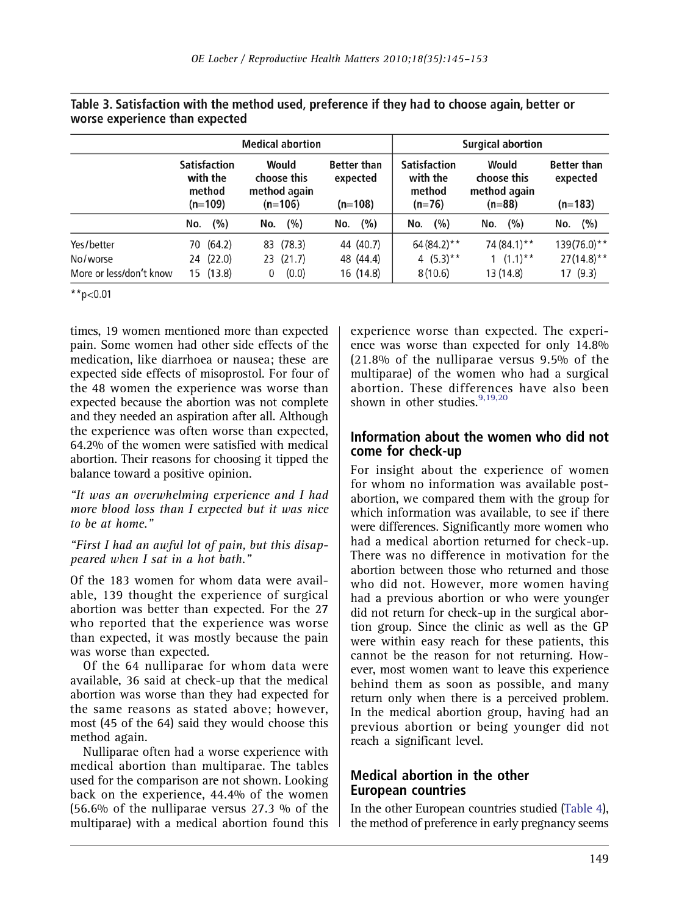**Table 3. Satisfaction with the method used, preference if they had to choose again, better or worse experience than expected**

| | Medical abortion | | | Surgical abortion | | |
|---|---|---|---|---|---|---|
| | Satisfaction with the method (n=109) | Would choose this method again (n=106) | Better than expected (n=108) | Satisfaction with the method (n=76) | Would choose this method again (n=88) | Better than expected (n=183) |
| | No. (%) | No. (%) | No. (%) | No. (%) | No. (%) | No. (%) |
| Yes/better | 70 (64.2) | 83 (78.3) | 44 (40.7) | 64 (84.2)** | 74 (84.1)** | 139 (76.0)** |
| No/worse | 24 (22.0) | 23 (21.7) | 48 (44.4) | 4 (5.3)** | 1 (1.1)** | 27 (14.8)** |
| More or less/don't know | 15 (13.8) | 0 (0.0) | 16 (14.8) | 8 (10.6) | 13 (14.8) | 17 (9.3) |

**$p<0.01$

times, 19 women mentioned more than expected pain. Some women had other side effects of the medication, like diarrhoea or nausea; these are expected side effects of misoprostol. For four of the 48 women the experience was worse than expected because the abortion was not complete and they needed an aspiration after all. Although the experience was often worse than expected, 64.2% of the women were satisfied with medical abortion. Their reasons for choosing it tipped the balance toward a positive opinion.

*"It was an overwhelming experience and I had more blood loss than I expected but it was nice to be at home."*

*"First I had an awful lot of pain, but this disappeared when I sat in a hot bath."*

Of the 183 women for whom data were available, 139 thought the experience of surgical abortion was better than expected. For the 27 who reported that the experience was worse than expected, it was mostly because the pain was worse than expected.

Of the 64 nulliparae for whom data were available, 36 said at check-up that the medical abortion was worse than they had expected for the same reasons as stated above; however, most (45 of the 64) said they would choose this method again.

Nulliparae often had a worse experience with medical abortion than multiparae. The tables used for the comparison are not shown. Looking back on the experience, 44.4% of the women (56.6% of the nulliparae versus 27.3 % of the multiparae) with a medical abortion found this experience worse than expected. The experience was worse than expected for only 14.8% (21.8% of the nulliparae versus 9.5% of the multiparae) of the women who had a surgical abortion. These differences have also been shown in other studies.[9,19,20]

## Information about the women who did not come for check-up

For insight about the experience of women for whom no information was available post-abortion, we compared them with the group for which information was available, to see if there were differences. Significantly more women who had a medical abortion returned for check-up. There was no difference in motivation for the abortion between those who returned and those who did not. However, more women having had a previous abortion or who were younger did not return for check-up in the surgical abortion group. Since the clinic as well as the GP were within easy reach for these patients, this cannot be the reason for not returning. However, most women want to leave this experience behind them as soon as possible, and many return only when there is a perceived problem. In the medical abortion group, having had an previous abortion or being younger did not reach a significant level.

## Medical abortion in the other European countries

In the other European countries studied (Table 4), the method of preference in early pregnancy seems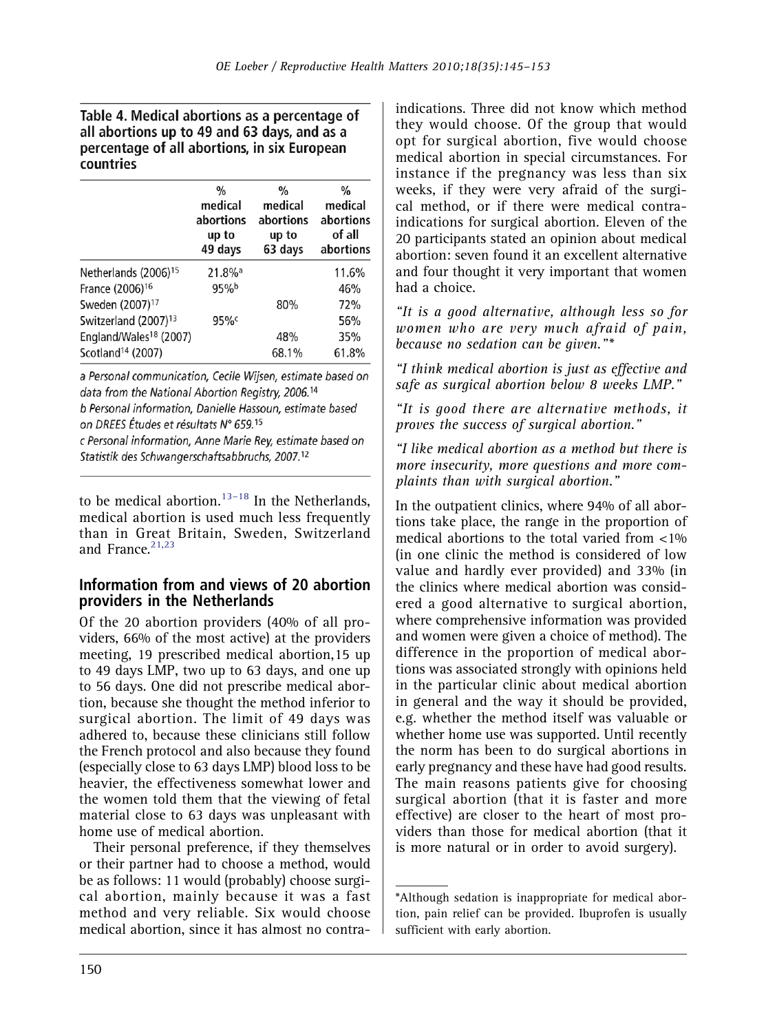**Table 4. Medical abortions as a percentage of all abortions up to 49 and 63 days, and as a percentage of all abortions, in six European countries**

| | % medical abortions up to 49 days | % medical abortions up to 63 days | % medical abortions of all abortions |
|---|---|---|---|
| Netherlands (2006)[15] | 21.8%[a] | | 11.6% |
| France (2006)[16] | 95%[b] | | 46% |
| Sweden (2007)[17] | | 80% | 72% |
| Switzerland (2007)[13] | 95%[c] | | 56% |
| England/Wales[18] (2007) | | 48% | 35% |
| Scotland[14] (2007) | | 68.1% | 61.8% |

a Personal communication, Cecile Wijsen, estimate based on data from the National Abortion Registry, 2006.[14]

b Personal information, Danielle Hassoun, estimate based on DREES Études et résultats N° 659.[15]

c Personal information, Anne Marie Rey, estimate based on Statistik des Schwangerschaftsabbruchs, 2007.[12]

to be medical abortion.[13–18] In the Netherlands, medical abortion is used much less frequently than in Great Britain, Sweden, Switzerland and France.[21,23]

## Information from and views of 20 abortion providers in the Netherlands

Of the 20 abortion providers (40% of all providers, 66% of the most active) at the providers meeting, 19 prescribed medical abortion,15 up to 49 days LMP, two up to 63 days, and one up to 56 days. One did not prescribe medical abortion, because she thought the method inferior to surgical abortion. The limit of 49 days was adhered to, because these clinicians still follow the French protocol and also because they found (especially close to 63 days LMP) blood loss to be heavier, the effectiveness somewhat lower and the women told them that the viewing of fetal material close to 63 days was unpleasant with home use of medical abortion.

Their personal preference, if they themselves or their partner had to choose a method, would be as follows: 11 would (probably) choose surgical abortion, mainly because it was a fast method and very reliable. Six would choose medical abortion, since it has almost no contra-indications. Three did not know which method they would choose. Of the group that would opt for surgical abortion, five would choose medical abortion in special circumstances. For instance if the pregnancy was less than six weeks, if they were very afraid of the surgical method, or if there were medical contra-indications for surgical abortion. Eleven of the 20 participants stated an opinion about medical abortion: seven found it an excellent alternative and four thought it very important that women had a choice.

*"It is a good alternative, although less so for women who are very much afraid of pain, because no sedation can be given."**

*"I think medical abortion is just as effective and safe as surgical abortion below 8 weeks LMP."*

*"It is good there are alternative methods, it proves the success of surgical abortion."*

*"I like medical abortion as a method but there is more insecurity, more questions and more complaints than with surgical abortion."*

In the outpatient clinics, where 94% of all abortions take place, the range in the proportion of medical abortions to the total varied from <1% (in one clinic the method is considered of low value and hardly ever provided) and 33% (in the clinics where medical abortion was considered a good alternative to surgical abortion, where comprehensive information was provided and women were given a choice of method). The difference in the proportion of medical abortions was associated strongly with opinions held in the particular clinic about medical abortion in general and the way it should be provided, e.g. whether the method itself was valuable or whether home use was supported. Until recently the norm has been to do surgical abortions in early pregnancy and these have had good results. The main reasons patients give for choosing surgical abortion (that it is faster and more effective) are closer to the heart of most providers than those for medical abortion (that it is more natural or in order to avoid surgery).

*Although sedation is inappropriate for medical abortion, pain relief can be provided. Ibuprofen is usually sufficient with early abortion.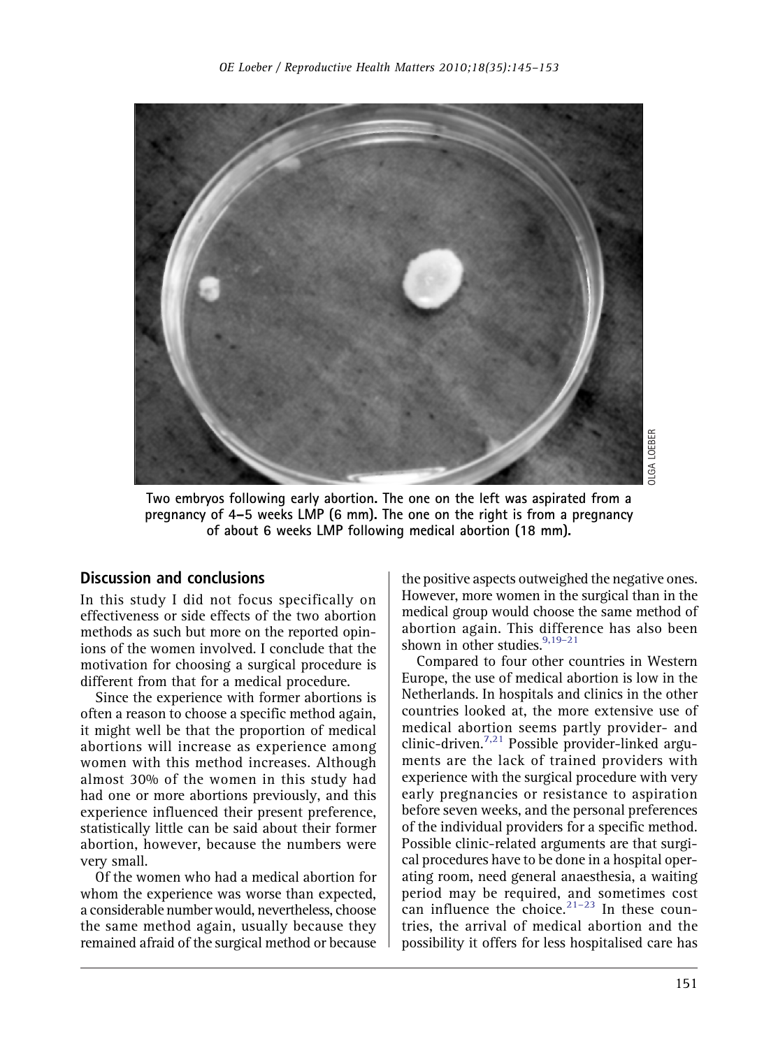Two embryos following early abortion. The one on the left was aspirated from a pregnancy of 4–5 weeks LMP (6 mm). The one on the right is from a pregnancy of about 6 weeks LMP following medical abortion (18 mm).

## Discussion and conclusions

In this study I did not focus specifically on effectiveness or side effects of the two abortion methods as such but more on the reported opinions of the women involved. I conclude that the motivation for choosing a surgical procedure is different from that for a medical procedure.

Since the experience with former abortions is often a reason to choose a specific method again, it might well be that the proportion of medical abortions will increase as experience among women with this method increases. Although almost 30% of the women in this study had had one or more abortions previously, and this experience influenced their present preference, statistically little can be said about their former abortion, however, because the numbers were very small.

Of the women who had a medical abortion for whom the experience was worse than expected, a considerable number would, nevertheless, choose the same method again, usually because they remained afraid of the surgical method or because the positive aspects outweighed the negative ones. However, more women in the surgical than in the medical group would choose the same method of abortion again. This difference has also been shown in other studies.[9,19–21]

Compared to four other countries in Western Europe, the use of medical abortion is low in the Netherlands. In hospitals and clinics in the other countries looked at, the more extensive use of medical abortion seems partly provider- and clinic-driven.[7,21] Possible provider-linked arguments are the lack of trained providers with experience with the surgical procedure with very early pregnancies or resistance to aspiration before seven weeks, and the personal preferences of the individual providers for a specific method. Possible clinic-related arguments are that surgical procedures have to be done in a hospital operating room, need general anaesthesia, a waiting period may be required, and sometimes cost can influence the choice.[21–23] In these countries, the arrival of medical abortion and the possibility it offers for less hospitalised care has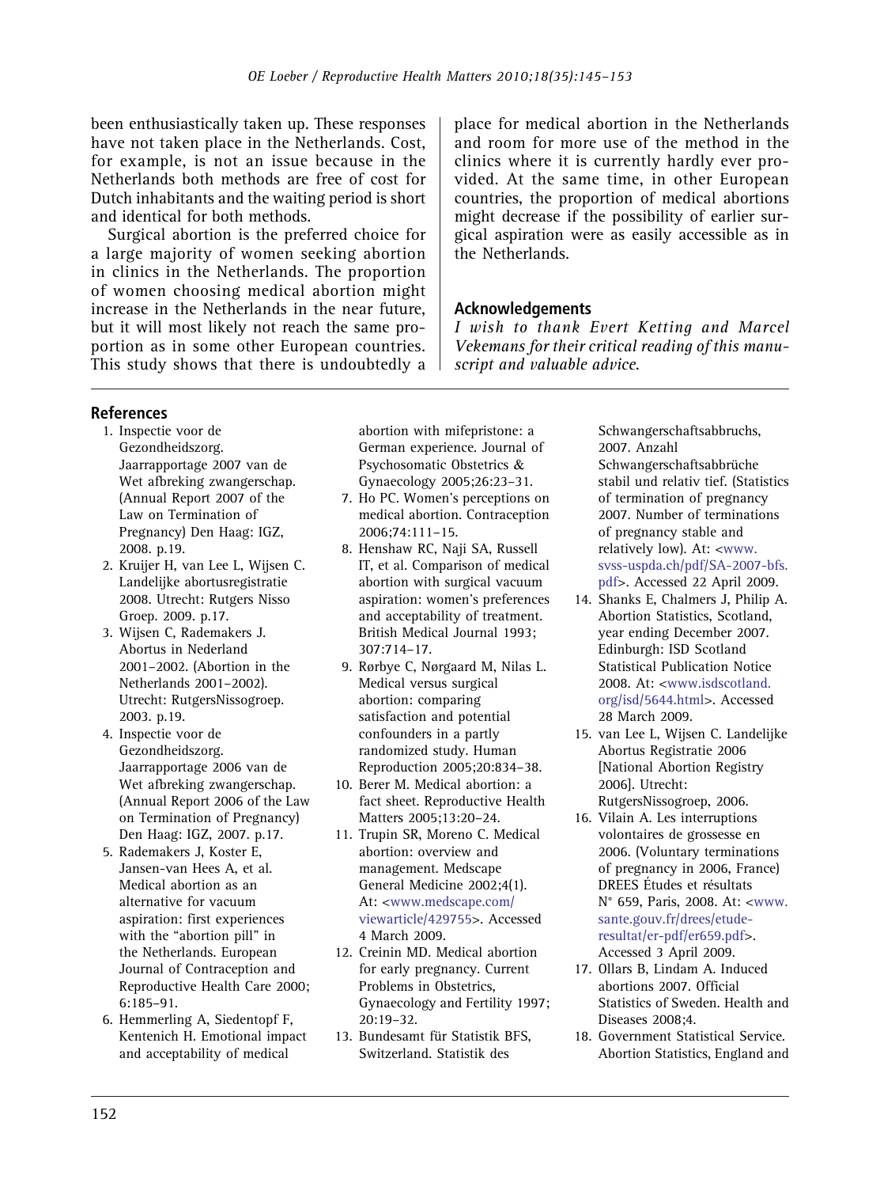been enthusiastically taken up. These responses have not taken place in the Netherlands. Cost, for example, is not an issue because in the Netherlands both methods are free of cost for Dutch inhabitants and the waiting period is short and identical for both methods.

Surgical abortion is the preferred choice for a large majority of women seeking abortion in clinics in the Netherlands. The proportion of women choosing medical abortion might increase in the Netherlands in the near future, but it will most likely not reach the same proportion as in some other European countries. This study shows that there is undoubtedly a place for medical abortion in the Netherlands and room for more use of the method in the clinics where it is currently hardly ever provided. At the same time, in other European countries, the proportion of medical abortions might decrease if the possibility of earlier surgical aspiration were as easily accessible as in the Netherlands.

## Acknowledgements

*I wish to thank Evert Ketting and Marcel Vekemans for their critical reading of this manuscript and valuable advice.*

## References

1. Inspectie voor de Gezondheidszorg. Jaarrapportage 2007 van de Wet afbreking zwangerschap. (Annual Report 2007 of the Law on Termination of Pregnancy) Den Haag: IGZ, 2008. p.19.
2. Kruijer H, van Lee L, Wijsen C. Landelijke abortusregistratie 2008. Utrecht: Rutgers Nisso Groep. 2009. p.17.
3. Wijsen C, Rademakers J. Abortus in Nederland 2001–2002. (Abortion in the Netherlands 2001–2002). Utrecht: RutgersNissogroep. 2003. p.19.
4. Inspectie voor de Gezondheidszorg. Jaarrapportage 2006 van de Wet afbreking zwangerschap. (Annual Report 2006 of the Law on Termination of Pregnancy) Den Haag: IGZ, 2007. p.17.
5. Rademakers J, Koster E, Jansen-van Hees A, et al. Medical abortion as an alternative for vacuum aspiration: first experiences with the "abortion pill" in the Netherlands. European Journal of Contraception and Reproductive Health Care 2000; 6:185–91.
6. Hemmerling A, Siedentopf F, Kentenich H. Emotional impact and acceptability of medical abortion with mifepristone: a German experience. Journal of Psychosomatic Obstetrics & Gynaecology 2005;26:23–31.
7. Ho PC. Women's perceptions on medical abortion. Contraception 2006;74:111–15.
8. Henshaw RC, Naji SA, Russell IT, et al. Comparison of medical abortion with surgical vacuum aspiration: women's preferences and acceptability of treatment. British Medical Journal 1993; 307:714–17.
9. Rørbye C, Nørgaard M, Nilas L. Medical versus surgical abortion: comparing satisfaction and potential confounders in a partly randomized study. Human Reproduction 2005;20:834–38.
10. Berer M. Medical abortion: a fact sheet. Reproductive Health Matters 2005;13:20–24.
11. Trupin SR, Moreno C. Medical abortion: overview and management. Medscape General Medicine 2002;4(1). At: <www.medscape.com/viewarticle/429755>. Accessed 4 March 2009.
12. Creinin MD. Medical abortion for early pregnancy. Current Problems in Obstetrics, Gynaecology and Fertility 1997; 20:19–32.
13. Bundesamt für Statistik BFS, Switzerland. Statistik des Schwangerschaftsabbruchs, 2007. Anzahl Schwangerschaftsabbrüche stabil und relativ tief. (Statistics of termination of pregnancy 2007. Number of terminations of pregnancy stable and relatively low). At: <www.svss-uspda.ch/pdf/SA-2007-bfs.pdf>. Accessed 22 April 2009.
14. Shanks E, Chalmers J, Philip A. Abortion Statistics, Scotland, year ending December 2007. Edinburgh: ISD Scotland Statistical Publication Notice 2008. At: <www.isdscotland.org/isd/5644.html>. Accessed 28 March 2009.
15. van Lee L, Wijsen C. Landelijke Abortus Registratie 2006 [National Abortion Registry 2006]. Utrecht: RutgersNissogroep, 2006.
16. Vilain A. Les interruptions volontaires de grossesse en 2006. (Voluntary terminations of pregnancy in 2006, France) DREES Études et résultats N° 659, Paris, 2008. At: <www.sante.gouv.fr/drees/etude-resultat/er-pdf/er659.pdf>. Accessed 3 April 2009.
17. Ollars B, Lindam A. Induced abortions 2007. Official Statistics of Sweden. Health and Diseases 2008;4.
18. Government Statistical Service. Abortion Statistics, England and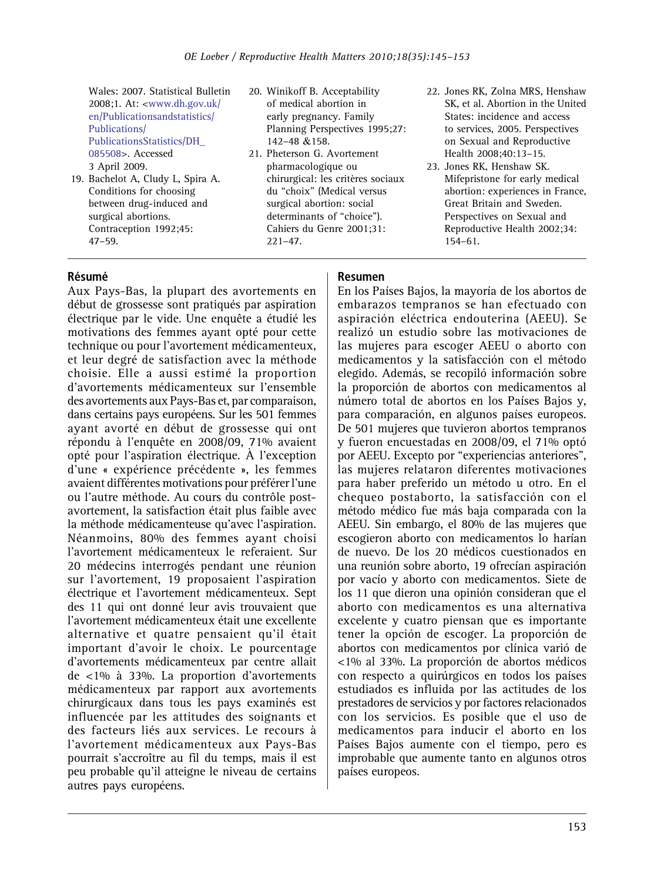Wales: 2007. Statistical Bulletin 2008;1. At: <www.dh.gov.uk/en/Publicationsandstatistics/Publications/PublicationsStatistics/DH_085508>. Accessed 3 April 2009.

19. Bachelot A, Cludy L, Spira A. Conditions for choosing between drug-induced and surgical abortions. Contraception 1992;45: 47–59.

20. Winikoff B. Acceptability of medical abortion in early pregnancy. Family Planning Perspectives 1995;27: 142–48 &158.

21. Pheterson G. Avortement pharmacologique ou chirurgical: les critères sociaux du "choix" (Medical versus surgical abortion: social determinants of "choice"). Cahiers du Genre 2001;31: 221–47.

22. Jones RK, Zolna MRS, Henshaw SK, et al. Abortion in the United States: incidence and access to services, 2005. Perspectives on Sexual and Reproductive Health 2008;40:13–15.

23. Jones RK, Henshaw SK. Mifepristone for early medical abortion: experiences in France, Great Britain and Sweden. Perspectives on Sexual and Reproductive Health 2002;34: 154–61.

## Résumé

Aux Pays-Bas, la plupart des avortements en début de grossesse sont pratiqués par aspiration électrique par le vide. Une enquête a étudié les motivations des femmes ayant opté pour cette technique ou pour l'avortement médicamenteux, et leur degré de satisfaction avec la méthode choisie. Elle a aussi estimé la proportion d'avortements médicamenteux sur l'ensemble des avortements aux Pays-Bas et, par comparaison, dans certains pays européens. Sur les 501 femmes ayant avorté en début de grossesse qui ont répondu à l'enquête en 2008/09, 71% avaient opté pour l'aspiration électrique. À l'exception d'une « expérience précédente », les femmes avaient différentes motivations pour préférer l'une ou l'autre méthode. Au cours du contrôle post-avortement, la satisfaction était plus faible avec la méthode médicamenteuse qu'avec l'aspiration. Néanmoins, 80% des femmes ayant choisi l'avortement médicamenteux le referaient. Sur 20 médecins interrogés pendant une réunion sur l'avortement, 19 proposaient l'aspiration électrique et l'avortement médicamenteux. Sept des 11 qui ont donné leur avis trouvaient que l'avortement médicamenteux était une excellente alternative et quatre pensaient qu'il était important d'avoir le choix. Le pourcentage d'avortements médicamenteux par centre allait de <1% à 33%. La proportion d'avortements médicamenteux par rapport aux avortements chirurgicaux dans tous les pays examinés est influencée par les attitudes des soignants et des facteurs liés aux services. Le recours à l'avortement médicamenteux aux Pays-Bas pourrait s'accroître au fil du temps, mais il est peu probable qu'il atteigne le niveau de certains autres pays européens.

## Resumen

En los Países Bajos, la mayoría de los abortos de embarazos tempranos se han efectuado con aspiración eléctrica endouterina (AEEU). Se realizó un estudio sobre las motivaciones de las mujeres para escoger AEEU o aborto con medicamentos y la satisfacción con el método elegido. Además, se recopiló información sobre la proporción de abortos con medicamentos al número total de abortos en los Países Bajos y, para comparación, en algunos países europeos. De 501 mujeres que tuvieron abortos tempranos y fueron encuestadas en 2008/09, el 71% optó por AEEU. Excepto por "experiencias anteriores", las mujeres relataron diferentes motivaciones para haber preferido un método u otro. En el chequeo postaborto, la satisfacción con el método médico fue más baja comparada con la AEEU. Sin embargo, el 80% de las mujeres que escogieron aborto con medicamentos lo harían de nuevo. De los 20 médicos cuestionados en una reunión sobre aborto, 19 ofrecían aspiración por vacío y aborto con medicamentos. Siete de los 11 que dieron una opinión consideran que el aborto con medicamentos es una alternativa excelente y cuatro piensan que es importante tener la opción de escoger. La proporción de abortos con medicamentos por clínica varió de <1% al 33%. La proporción de abortos médicos con respecto a quirúrgicos en todos los países estudiados es influida por las actitudes de los prestadores de servicios y por factores relacionados con los servicios. Es posible que el uso de medicamentos para inducir el aborto en los Países Bajos aumente con el tiempo, pero es improbable que aumente tanto en algunos otros países europeos.